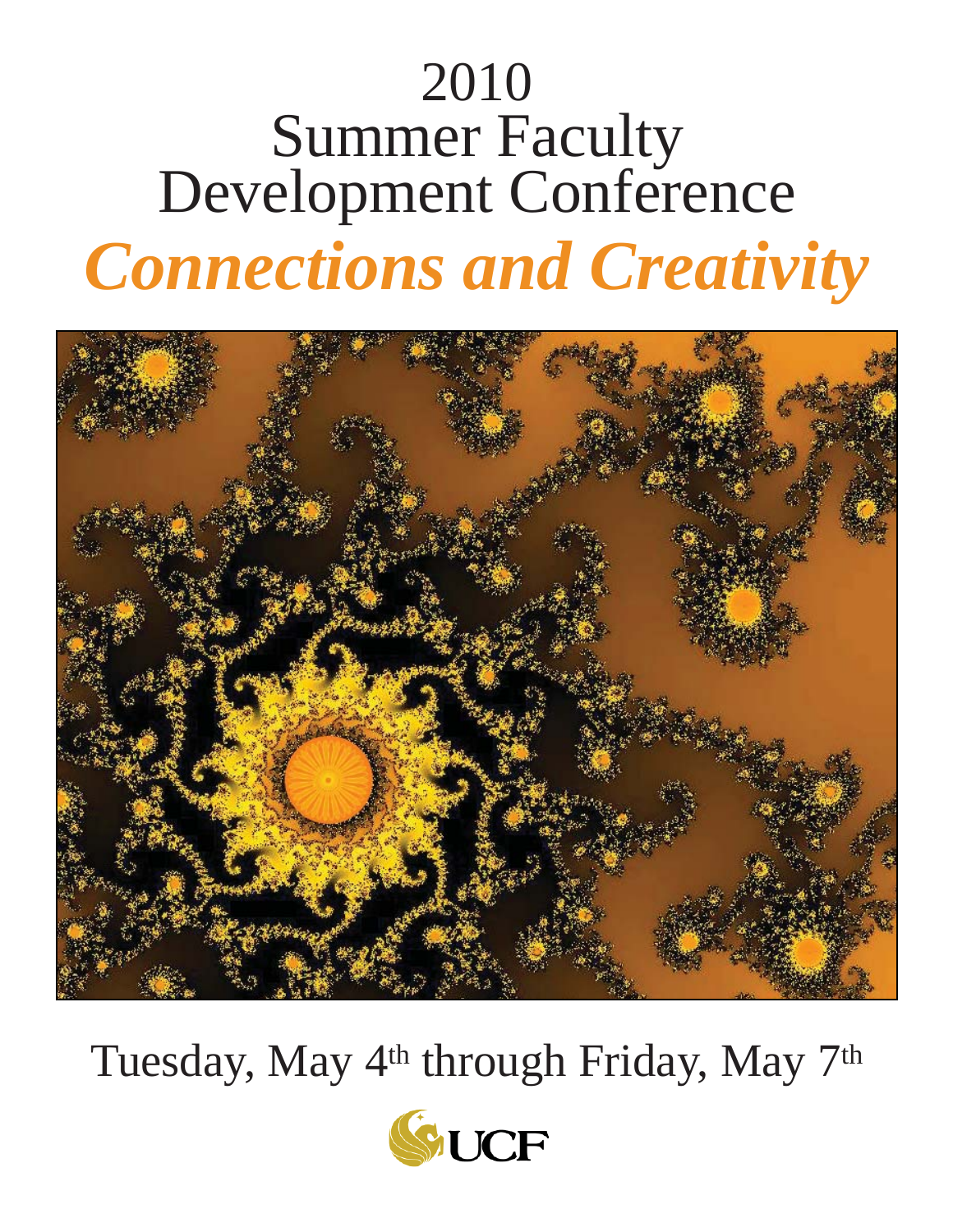# 2010 Summer Faculty Development Conference

## *Connections and Creativity*

Tuesday, May 4th through Friday, May 7th

UCF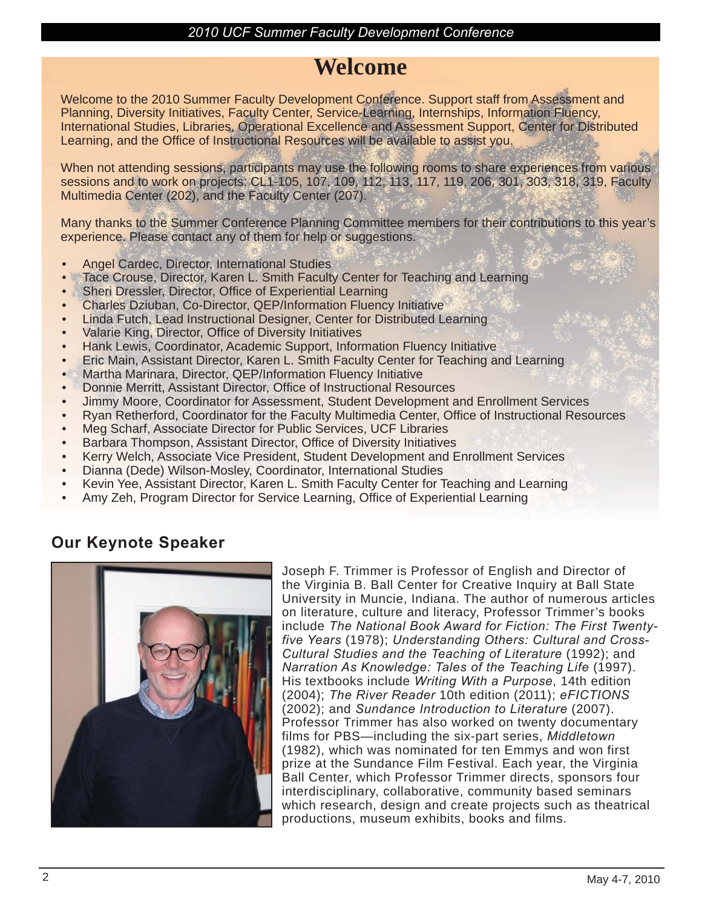# Welcome

Welcome to the 2010 Summer Faculty Development Conference. Support staff from Assessment and Planning, Diversity Initiatives, Faculty Center, Service-Learning, Internships, Information Fluency, International Studies, Libraries, Operational Excellence and Assessment Support, Center for Distributed Learning, and the Office of Instructional Resources will be available to assist you.

When not attending sessions, participants may use the following rooms to share experiences from various sessions and to work on projects: CL1-105, 107, 109, 112, 113, 117, 119, 206, 301, 303, 318, 319, Faculty Multimedia Center (202), and the Faculty Center (207).

Many thanks to the Summer Conference Planning Committee members for their contributions to this year's experience. Please contact any of them for help or suggestions.

- Angel Cardec, Director, International Studies
- Tace Crouse, Director, Karen L. Smith Faculty Center for Teaching and Learning
- Sheri Dressler, Director, Office of Experiential Learning
- Charles Dziuban, Co-Director, QEP/Information Fluency Initiative
- Linda Futch, Lead Instructional Designer, Center for Distributed Learning
- Valarie King, Director, Office of Diversity Initiatives
- Hank Lewis, Coordinator, Academic Support, Information Fluency Initiative
- Eric Main, Assistant Director, Karen L. Smith Faculty Center for Teaching and Learning
- Martha Marinara, Director, QEP/Information Fluency Initiative
- Donnie Merritt, Assistant Director, Office of Instructional Resources
- Jimmy Moore, Coordinator for Assessment, Student Development and Enrollment Services
- Ryan Retherford, Coordinator for the Faculty Multimedia Center, Office of Instructional Resources
- Meg Scharf, Associate Director for Public Services, UCF Libraries
- Barbara Thompson, Assistant Director, Office of Diversity Initiatives
- Kerry Welch, Associate Vice President, Student Development and Enrollment Services
- Dianna (Dede) Wilson-Mosley, Coordinator, International Studies
- Kevin Yee, Assistant Director, Karen L. Smith Faculty Center for Teaching and Learning
- Amy Zeh, Program Director for Service Learning, Office of Experiential Learning

## Our Keynote Speaker

Joseph F. Trimmer is Professor of English and Director of the Virginia B. Ball Center for Creative Inquiry at Ball State University in Muncie, Indiana. The author of numerous articles on literature, culture and literacy, Professor Trimmer's books include *The National Book Award for Fiction: The First Twenty-five Years* (1978); *Understanding Others: Cultural and Cross-Cultural Studies and the Teaching of Literature* (1992); and *Narration As Knowledge: Tales of the Teaching Life* (1997). His textbooks include *Writing With a Purpose*, 14th edition (2004); *The River Reader* 10th edition (2011); *eFICTIONS* (2002); and *Sundance Introduction to Literature* (2007). Professor Trimmer has also worked on twenty documentary films for PBS—including the six-part series, *Middletown* (1982), which was nominated for ten Emmys and won first prize at the Sundance Film Festival. Each year, the Virginia Ball Center, which Professor Trimmer directs, sponsors four interdisciplinary, collaborative, community based seminars which research, design and create projects such as theatrical productions, museum exhibits, books and films.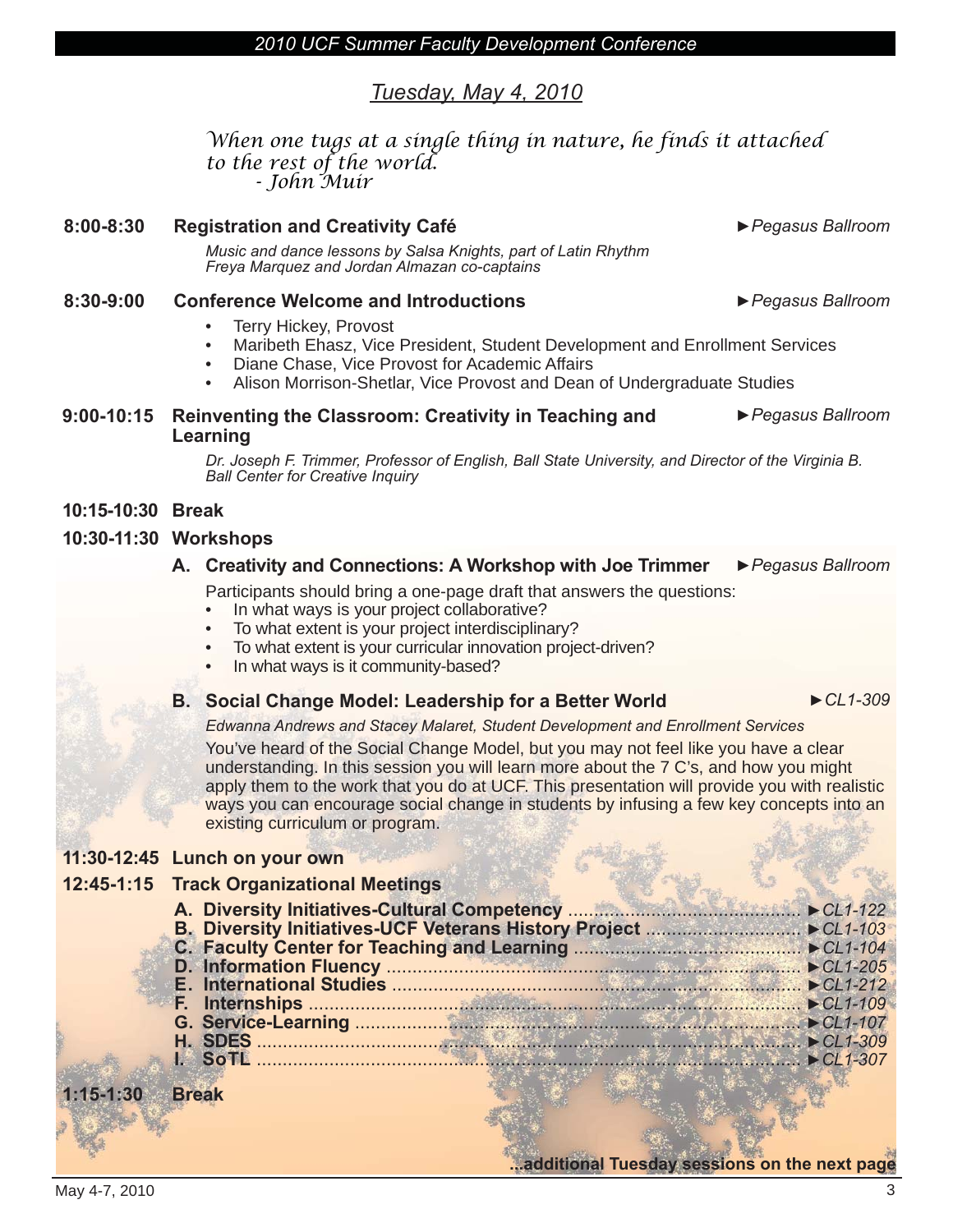## Tuesday, May 4, 2010

*When one tugs at a single thing in nature, he finds it attached to the rest of the world.*
*- John Muir*

**8:00-8:30 Registration and Creativity Café** ►*Pegasus Ballroom*

*Music and dance lessons by Salsa Knights, part of Latin Rhythm*
*Freya Marquez and Jordan Almazan co-captains*

**8:30-9:00 Conference Welcome and Introductions** ►*Pegasus Ballroom*

- Terry Hickey, Provost
- Maribeth Ehasz, Vice President, Student Development and Enrollment Services
- Diane Chase, Vice Provost for Academic Affairs
- Alison Morrison-Shetlar, Vice Provost and Dean of Undergraduate Studies

**9:00-10:15 Reinventing the Classroom: Creativity in Teaching and Learning** ►*Pegasus Ballroom*

*Dr. Joseph F. Trimmer, Professor of English, Ball State University, and Director of the Virginia B. Ball Center for Creative Inquiry*

**10:15-10:30 Break**

**10:30-11:30 Workshops**

**A. Creativity and Connections: A Workshop with Joe Trimmer** ►*Pegasus Ballroom*

Participants should bring a one-page draft that answers the questions:

- In what ways is your project collaborative?
- To what extent is your project interdisciplinary?
- To what extent is your curricular innovation project-driven?
- In what ways is it community-based?

**B. Social Change Model: Leadership for a Better World** ►*CL1-309*

*Edwanna Andrews and Stacey Malaret, Student Development and Enrollment Services*

You've heard of the Social Change Model, but you may not feel like you have a clear understanding. In this session you will learn more about the 7 C's, and how you might apply them to the work that you do at UCF. This presentation will provide you with realistic ways you can encourage social change in students by infusing a few key concepts into an existing curriculum or program.

**11:30-12:45 Lunch on your own**

**12:45-1:15 Track Organizational Meetings**

- **A. Diversity Initiatives-Cultural Competency** ............ ►*CL1-122*
- **B. Diversity Initiatives-UCF Veterans History Project** ............ ►*CL1-103*
- **C. Faculty Center for Teaching and Learning** ............ ►*CL1-104*
- **D. Information Fluency** ............ ►*CL1-205*
- **E. International Studies** ............ ►*CL1-212*
- **F. Internships** ............ ►*CL1-109*
- **G. Service-Learning** ............ ►*CL1-107*
- **H. SDES** ............ ►*CL1-309*
- **I. SoTL** ............ ►*CL1-307*

**1:15-1:30 Break**

**...additional Tuesday sessions on the next page**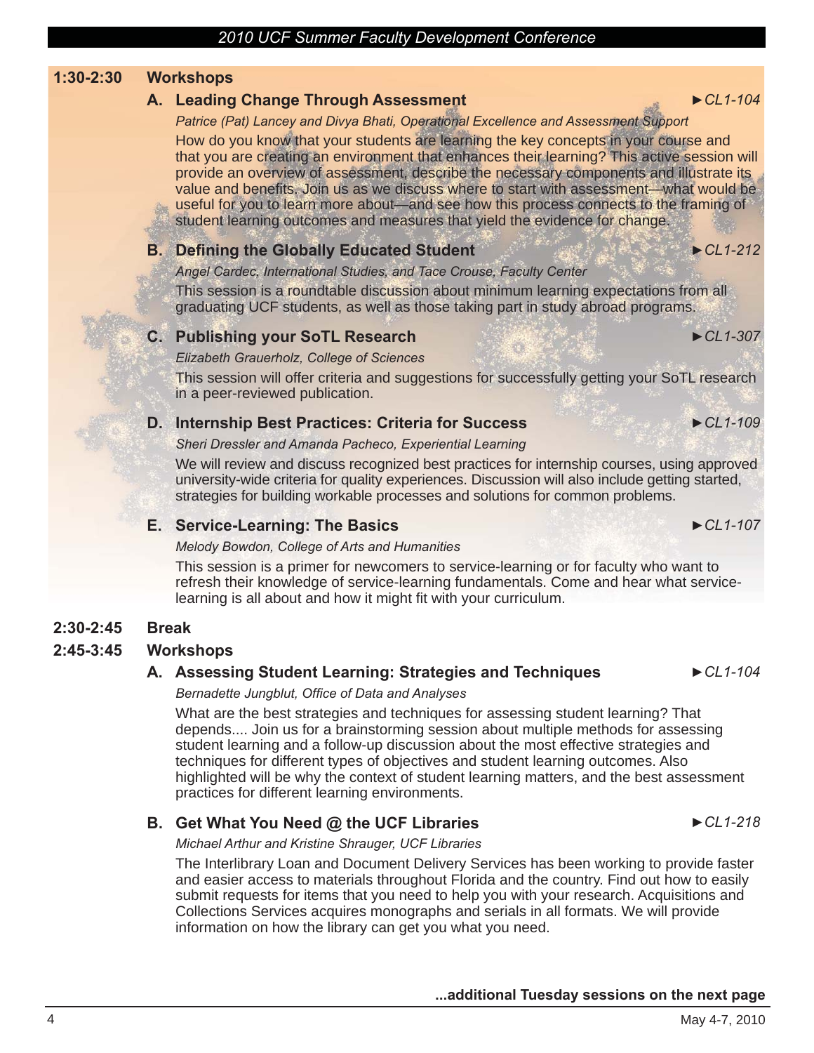## 1:30-2:30 Workshops

### A. Leading Change Through Assessment ►*CL1-104*

*Patrice (Pat) Lancey and Divya Bhati, Operational Excellence and Assessment Support*

How do you know that your students are learning the key concepts in your course and that you are creating an environment that enhances their learning? This active session will provide an overview of assessment, describe the necessary components and illustrate its value and benefits. Join us as we discuss where to start with assessment—what would be useful for you to learn more about—and see how this process connects to the framing of student learning outcomes and measures that yield the evidence for change.

### B. Defining the Globally Educated Student ►*CL1-212*

*Angel Cardec, International Studies, and Tace Crouse, Faculty Center*

This session is a roundtable discussion about minimum learning expectations from all graduating UCF students, as well as those taking part in study abroad programs.

### C. Publishing your SoTL Research ►*CL1-307*

*Elizabeth Grauerholz, College of Sciences*

This session will offer criteria and suggestions for successfully getting your SoTL research in a peer-reviewed publication.

### D. Internship Best Practices: Criteria for Success ►*CL1-109*

*Sheri Dressler and Amanda Pacheco, Experiential Learning*

We will review and discuss recognized best practices for internship courses, using approved university-wide criteria for quality experiences. Discussion will also include getting started, strategies for building workable processes and solutions for common problems.

### E. Service-Learning: The Basics ►*CL1-107*

*Melody Bowdon, College of Arts and Humanities*

This session is a primer for newcomers to service-learning or for faculty who want to refresh their knowledge of service-learning fundamentals. Come and hear what service-learning is all about and how it might fit with your curriculum.

## 2:30-2:45 Break

## 2:45-3:45 Workshops

### A. Assessing Student Learning: Strategies and Techniques ►*CL1-104*

*Bernadette Jungblut, Office of Data and Analyses*

What are the best strategies and techniques for assessing student learning? That depends.... Join us for a brainstorming session about multiple methods for assessing student learning and a follow-up discussion about the most effective strategies and techniques for different types of objectives and student learning outcomes. Also highlighted will be why the context of student learning matters, and the best assessment practices for different learning environments.

### B. Get What You Need @ the UCF Libraries ►*CL1-218*

*Michael Arthur and Kristine Shrauger, UCF Libraries*

The Interlibrary Loan and Document Delivery Services has been working to provide faster and easier access to materials throughout Florida and the country. Find out how to easily submit requests for items that you need to help you with your research. Acquisitions and Collections Services acquires monographs and serials in all formats. We will provide information on how the library can get you what you need.

**...additional Tuesday sessions on the next page**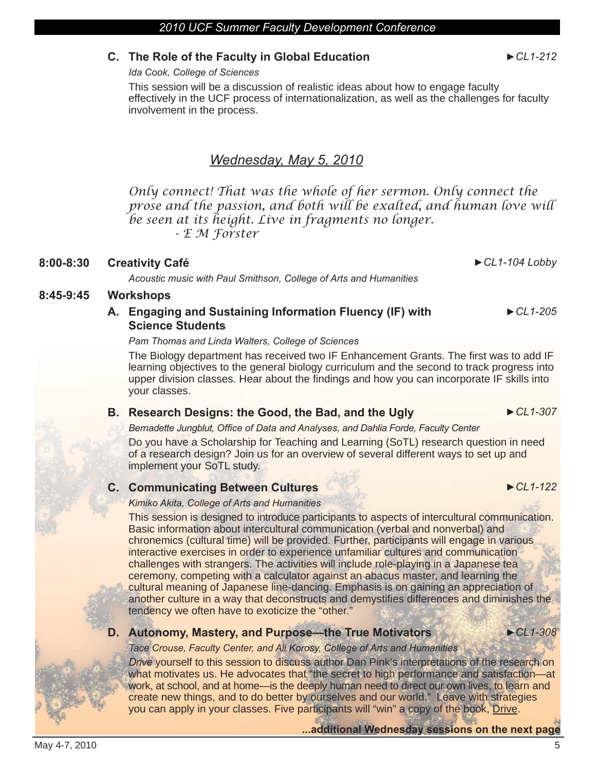### C. The Role of the Faculty in Global Education ►*CL1-212*

*Ida Cook, College of Sciences*

This session will be a discussion of realistic ideas about how to engage faculty effectively in the UCF process of internationalization, as well as the challenges for faculty involvement in the process.

## *Wednesday, May 5, 2010*

*Only connect! That was the whole of her sermon. Only connect the prose and the passion, and both will be exalted, and human love will be seen at its height. Live in fragments no longer.*
*- E M Forster*

**8:00-8:30 Creativity Café** ►*CL1-104 Lobby*

*Acoustic music with Paul Smithson, College of Arts and Humanities*

**8:45-9:45 Workshops**

### A. Engaging and Sustaining Information Fluency (IF) with Science Students ►*CL1-205*

*Pam Thomas and Linda Walters, College of Sciences*

The Biology department has received two IF Enhancement Grants. The first was to add IF learning objectives to the general biology curriculum and the second to track progress into upper division classes. Hear about the findings and how you can incorporate IF skills into your classes.

### B. Research Designs: the Good, the Bad, and the Ugly ►*CL1-307*

*Bernadette Jungblut, Office of Data and Analyses, and Dahlia Forde, Faculty Center*

Do you have a Scholarship for Teaching and Learning (SoTL) research question in need of a research design? Join us for an overview of several different ways to set up and implement your SoTL study.

### C. Communicating Between Cultures ►*CL1-122*

*Kimiko Akita, College of Arts and Humanities*

This session is designed to introduce participants to aspects of intercultural communication. Basic information about intercultural communication (verbal and nonverbal) and chronemics (cultural time) will be provided. Further, participants will engage in various interactive exercises in order to experience unfamiliar cultures and communication challenges with strangers. The activities will include role-playing in a Japanese tea ceremony, competing with a calculator against an abacus master, and learning the cultural meaning of Japanese line-dancing. Emphasis is on gaining an appreciation of another culture in a way that deconstructs and demystifies differences and diminishes the tendency we often have to exoticize the "other."

### D. Autonomy, Mastery, and Purpose—the True Motivators ►*CL1-308*

*Tace Crouse, Faculty Center, and Ali Korosy, College of Arts and Humanities*

*Drive* yourself to this session to discuss author Dan Pink's interpretations of the research on what motivates us. He advocates that "the secret to high performance and satisfaction—at work, at school, and at home—is the deeply human need to direct our own lives, to learn and create new things, and to do better by ourselves and our world." Leave with strategies you can apply in your classes. Five participants will "win" a copy of the book, Drive.

**...additional Wednesday sessions on the next page**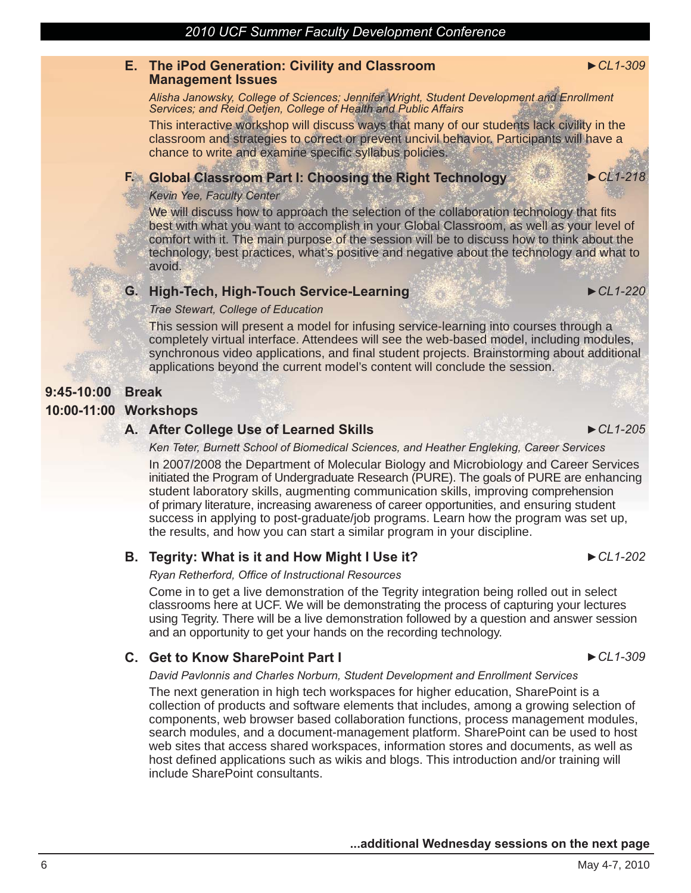### E. The iPod Generation: Civility and Classroom Management Issues

►*CL1-309*

*Alisha Janowsky, College of Sciences; Jennifer Wright, Student Development and Enrollment Services; and Reid Oetjen, College of Health and Public Affairs*

This interactive workshop will discuss ways that many of our students lack civility in the classroom and strategies to correct or prevent uncivil behavior. Participants will have a chance to write and examine specific syllabus policies.

### F. Global Classroom Part I: Choosing the Right Technology

►*CL1-218*

*Kevin Yee, Faculty Center*

We will discuss how to approach the selection of the collaboration technology that fits best with what you want to accomplish in your Global Classroom, as well as your level of comfort with it. The main purpose of the session will be to discuss how to think about the technology, best practices, what's positive and negative about the technology and what to avoid.

### G. High-Tech, High-Touch Service-Learning

►*CL1-220*

*Trae Stewart, College of Education*

This session will present a model for infusing service-learning into courses through a completely virtual interface. Attendees will see the web-based model, including modules, synchronous video applications, and final student projects. Brainstorming about additional applications beyond the current model's content will conclude the session.

## 9:45-10:00 Break

## 10:00-11:00 Workshops

### A. After College Use of Learned Skills

►*CL1-205*

*Ken Teter, Burnett School of Biomedical Sciences, and Heather Engleking, Career Services*

In 2007/2008 the Department of Molecular Biology and Microbiology and Career Services initiated the Program of Undergraduate Research (PURE). The goals of PURE are enhancing student laboratory skills, augmenting communication skills, improving comprehension of primary literature, increasing awareness of career opportunities, and ensuring student success in applying to post-graduate/job programs. Learn how the program was set up, the results, and how you can start a similar program in your discipline.

### B. Tegrity: What is it and How Might I Use it?

►*CL1-202*

*Ryan Retherford, Office of Instructional Resources*

Come in to get a live demonstration of the Tegrity integration being rolled out in select classrooms here at UCF. We will be demonstrating the process of capturing your lectures using Tegrity. There will be a live demonstration followed by a question and answer session and an opportunity to get your hands on the recording technology.

### C. Get to Know SharePoint Part I

►*CL1-309*

*David Pavlonnis and Charles Norburn, Student Development and Enrollment Services*

The next generation in high tech workspaces for higher education, SharePoint is a collection of products and software elements that includes, among a growing selection of components, web browser based collaboration functions, process management modules, search modules, and a document-management platform. SharePoint can be used to host web sites that access shared workspaces, information stores and documents, as well as host defined applications such as wikis and blogs. This introduction and/or training will include SharePoint consultants.

**...additional Wednesday sessions on the next page**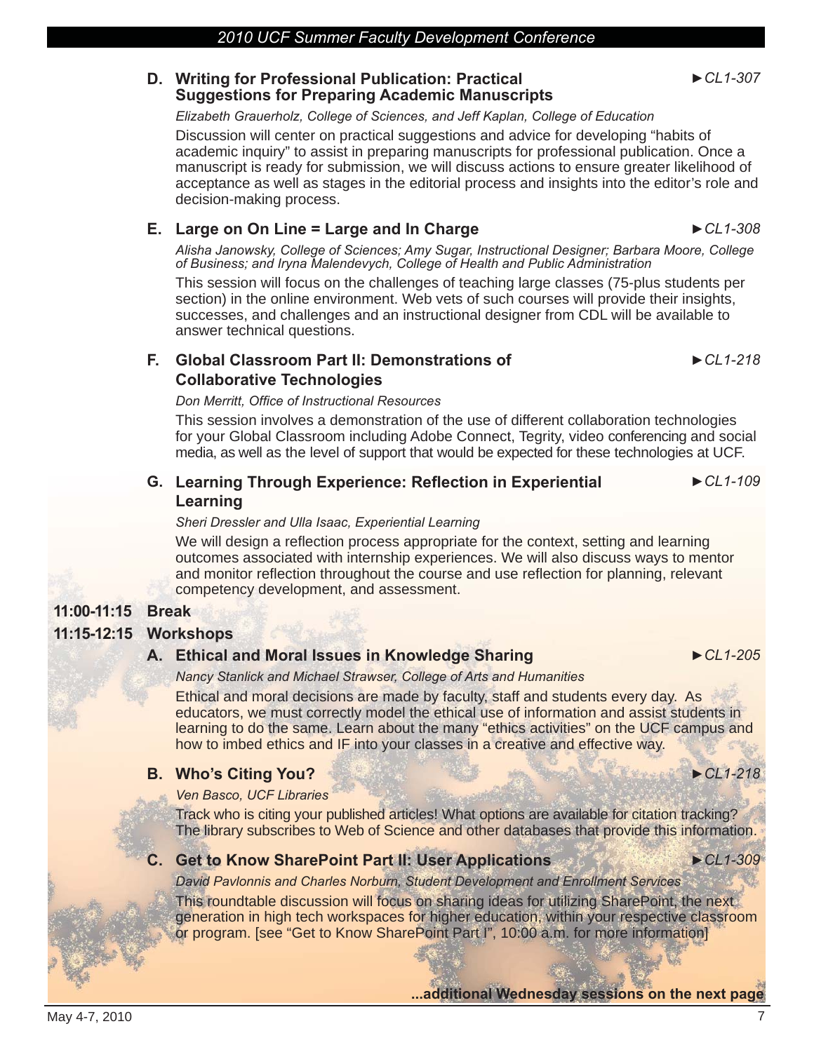**D. Writing for Professional Publication: Practical Suggestions for Preparing Academic Manuscripts** ►*CL1-307*

*Elizabeth Grauerholz, College of Sciences, and Jeff Kaplan, College of Education*

Discussion will center on practical suggestions and advice for developing "habits of academic inquiry" to assist in preparing manuscripts for professional publication. Once a manuscript is ready for submission, we will discuss actions to ensure greater likelihood of acceptance as well as stages in the editorial process and insights into the editor's role and decision-making process.

**E. Large on On Line = Large and In Charge** ►*CL1-308*

*Alisha Janowsky, College of Sciences; Amy Sugar, Instructional Designer; Barbara Moore, College of Business; and Iryna Malendevych, College of Health and Public Administration*

This session will focus on the challenges of teaching large classes (75-plus students per section) in the online environment. Web vets of such courses will provide their insights, successes, and challenges and an instructional designer from CDL will be available to answer technical questions.

**F. Global Classroom Part II: Demonstrations of Collaborative Technologies** ►*CL1-218*

*Don Merritt, Office of Instructional Resources*

This session involves a demonstration of the use of different collaboration technologies for your Global Classroom including Adobe Connect, Tegrity, video conferencing and social media, as well as the level of support that would be expected for these technologies at UCF.

**G. Learning Through Experience: Reflection in Experiential Learning** ►*CL1-109*

*Sheri Dressler and Ulla Isaac, Experiential Learning*

We will design a reflection process appropriate for the context, setting and learning outcomes associated with internship experiences. We will also discuss ways to mentor and monitor reflection throughout the course and use reflection for planning, relevant competency development, and assessment.

**11:00-11:15 Break**

**11:15-12:15 Workshops**

**A. Ethical and Moral Issues in Knowledge Sharing** ►*CL1-205*

*Nancy Stanlick and Michael Strawser, College of Arts and Humanities*

Ethical and moral decisions are made by faculty, staff and students every day. As educators, we must correctly model the ethical use of information and assist students in learning to do the same. Learn about the many "ethics activities" on the UCF campus and how to imbed ethics and IF into your classes in a creative and effective way.

**B. Who's Citing You?** ►*CL1-218*

*Ven Basco, UCF Libraries*

Track who is citing your published articles! What options are available for citation tracking? The library subscribes to Web of Science and other databases that provide this information.

**C. Get to Know SharePoint Part II: User Applications** ►*CL1-309*

*David Pavlonnis and Charles Norburn, Student Development and Enrollment Services*

This roundtable discussion will focus on sharing ideas for utilizing SharePoint, the next generation in high tech workspaces for higher education, within your respective classroom or program. [see "Get to Know SharePoint Part I", 10:00 a.m. for more information]

**...additional Wednesday sessions on the next page**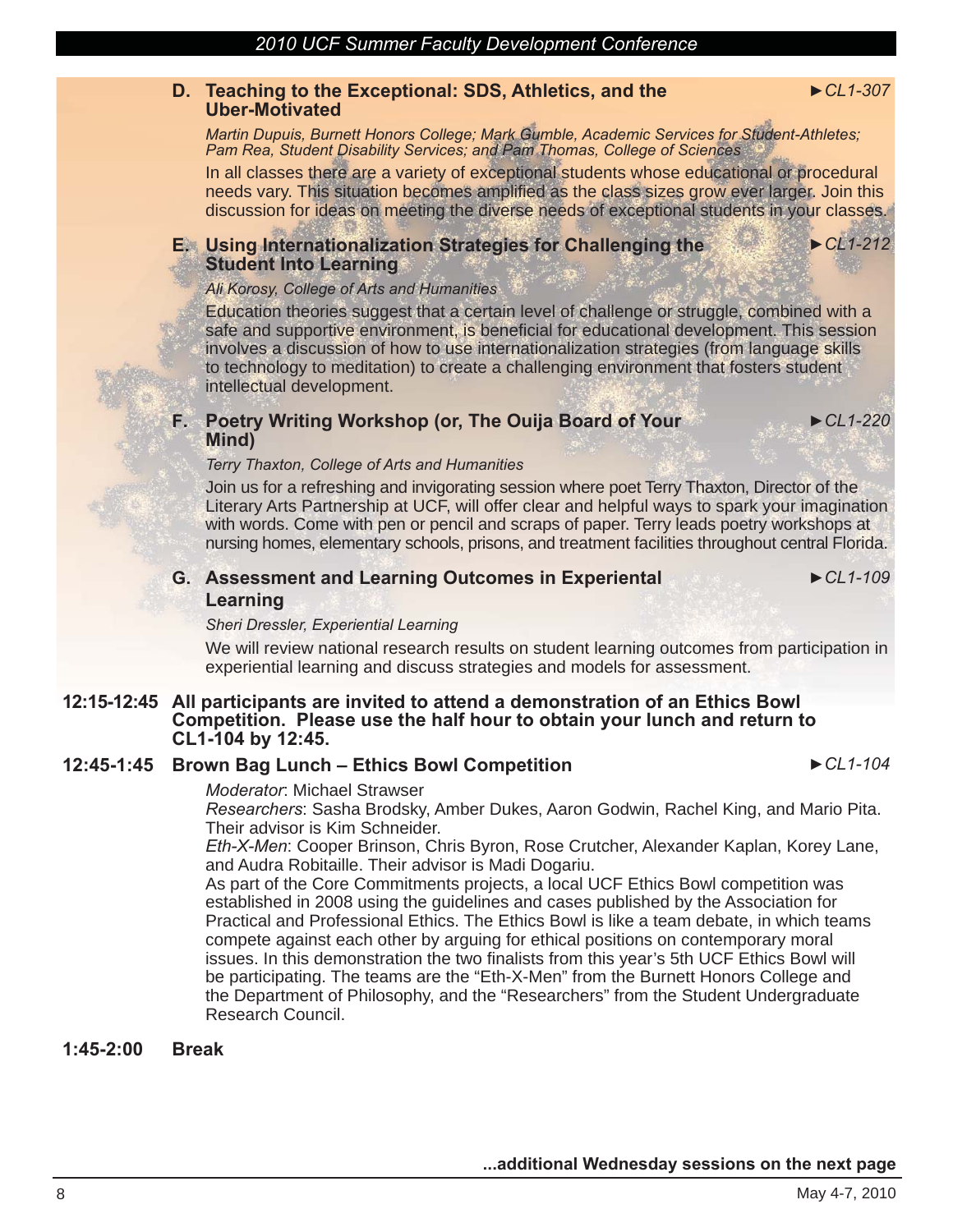**D. Teaching to the Exceptional: SDS, Athletics, and the Uber-Motivated** ►*CL1-307*

*Martin Dupuis, Burnett Honors College; Mark Gumble, Academic Services for Student-Athletes; Pam Rea, Student Disability Services; and Pam Thomas, College of Sciences*

In all classes there are a variety of exceptional students whose educational or procedural needs vary. This situation becomes amplified as the class sizes grow ever larger. Join this discussion for ideas on meeting the diverse needs of exceptional students in your classes.

**E. Using Internationalization Strategies for Challenging the Student Into Learning** ►*CL1-212*

*Ali Korosy, College of Arts and Humanities*

Education theories suggest that a certain level of challenge or struggle, combined with a safe and supportive environment, is beneficial for educational development. This session involves a discussion of how to use internationalization strategies (from language skills to technology to meditation) to create a challenging environment that fosters student intellectual development.

**F. Poetry Writing Workshop (or, The Ouija Board of Your Mind)** ►*CL1-220*

*Terry Thaxton, College of Arts and Humanities*

Join us for a refreshing and invigorating session where poet Terry Thaxton, Director of the Literary Arts Partnership at UCF, will offer clear and helpful ways to spark your imagination with words. Come with pen or pencil and scraps of paper. Terry leads poetry workshops at nursing homes, elementary schools, prisons, and treatment facilities throughout central Florida.

**G. Assessment and Learning Outcomes in Experiental Learning** ►*CL1-109*

*Sheri Dressler, Experiential Learning*

We will review national research results on student learning outcomes from participation in experiential learning and discuss strategies and models for assessment.

**12:15-12:45 All participants are invited to attend a demonstration of an Ethics Bowl Competition. Please use the half hour to obtain your lunch and return to CL1-104 by 12:45.**

**12:45-1:45 Brown Bag Lunch – Ethics Bowl Competition** ►*CL1-104*

*Moderator*: Michael Strawser
*Researchers*: Sasha Brodsky, Amber Dukes, Aaron Godwin, Rachel King, and Mario Pita. Their advisor is Kim Schneider.
*Eth-X-Men*: Cooper Brinson, Chris Byron, Rose Crutcher, Alexander Kaplan, Korey Lane, and Audra Robitaille. Their advisor is Madi Dogariu.
As part of the Core Commitments projects, a local UCF Ethics Bowl competition was established in 2008 using the guidelines and cases published by the Association for Practical and Professional Ethics. The Ethics Bowl is like a team debate, in which teams compete against each other by arguing for ethical positions on contemporary moral issues. In this demonstration the two finalists from this year's 5th UCF Ethics Bowl will be participating. The teams are the "Eth-X-Men" from the Burnett Honors College and the Department of Philosophy, and the "Researchers" from the Student Undergraduate Research Council.

**1:45-2:00 Break**

**...additional Wednesday sessions on the next page**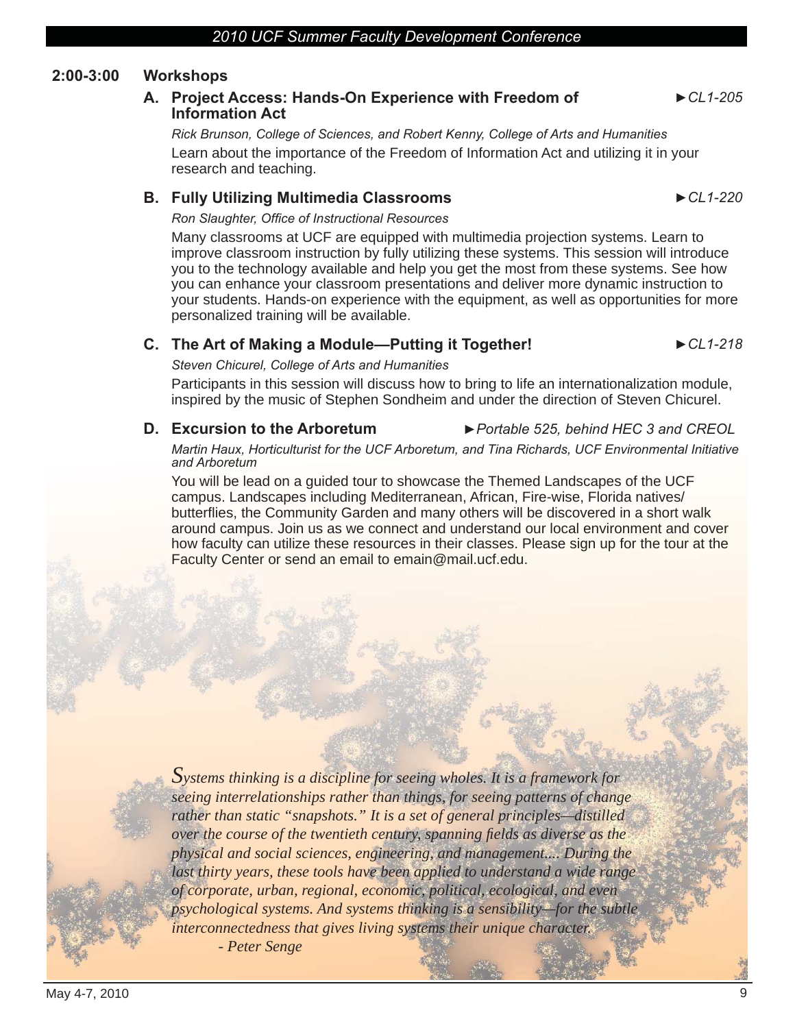## 2:00-3:00 Workshops

### A. Project Access: Hands-On Experience with Freedom of Information Act

►*CL1-205*

*Rick Brunson, College of Sciences, and Robert Kenny, College of Arts and Humanities*

Learn about the importance of the Freedom of Information Act and utilizing it in your research and teaching.

### B. Fully Utilizing Multimedia Classrooms

►*CL1-220*

*Ron Slaughter, Office of Instructional Resources*

Many classrooms at UCF are equipped with multimedia projection systems. Learn to improve classroom instruction by fully utilizing these systems. This session will introduce you to the technology available and help you get the most from these systems. See how you can enhance your classroom presentations and deliver more dynamic instruction to your students. Hands-on experience with the equipment, as well as opportunities for more personalized training will be available.

### C. The Art of Making a Module—Putting it Together!

►*CL1-218*

*Steven Chicurel, College of Arts and Humanities*

Participants in this session will discuss how to bring to life an internationalization module, inspired by the music of Stephen Sondheim and under the direction of Steven Chicurel.

### D. Excursion to the Arboretum

►*Portable 525, behind HEC 3 and CREOL*

*Martin Haux, Horticulturist for the UCF Arboretum, and Tina Richards, UCF Environmental Initiative and Arboretum*

You will be lead on a guided tour to showcase the Themed Landscapes of the UCF campus. Landscapes including Mediterranean, African, Fire-wise, Florida natives/ butterflies, the Community Garden and many others will be discovered in a short walk around campus. Join us as we connect and understand our local environment and cover how faculty can utilize these resources in their classes. Please sign up for the tour at the Faculty Center or send an email to emain@mail.ucf.edu.

*Systems thinking is a discipline for seeing wholes. It is a framework for seeing interrelationships rather than things, for seeing patterns of change rather than static "snapshots." It is a set of general principles—distilled over the course of the twentieth century, spanning fields as diverse as the physical and social sciences, engineering, and management.... During the last thirty years, these tools have been applied to understand a wide range of corporate, urban, regional, economic, political, ecological, and even psychological systems. And systems thinking is a sensibility—for the subtle interconnectedness that gives living systems their unique character.*

*- Peter Senge*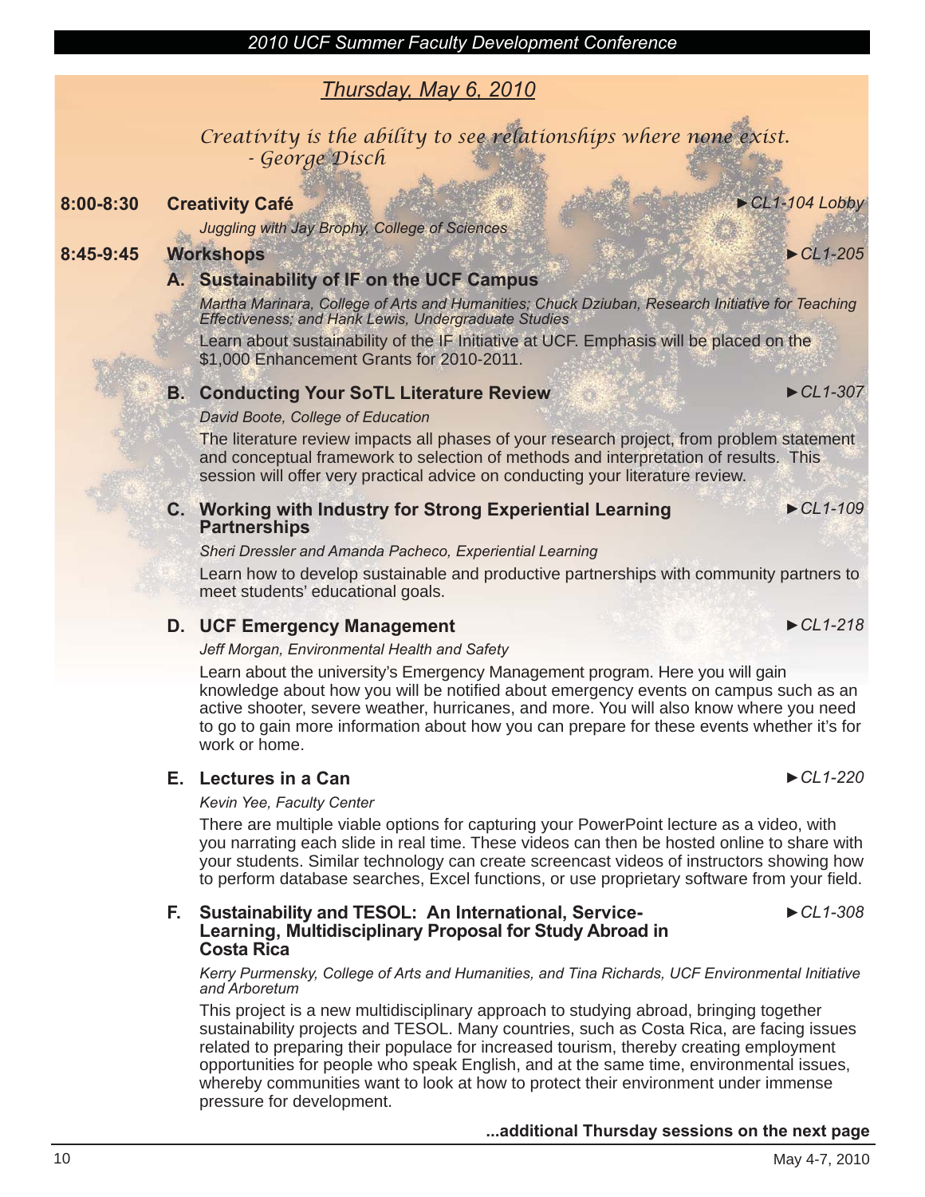## Thursday, May 6, 2010

*Creativity is the ability to see relationships where none exist.*
*- George Disch*

**8:00-8:30 Creativity Café** ►*CL1-104 Lobby*

*Juggling with Jay Brophy, College of Sciences*

**8:45-9:45 Workshops** ►*CL1-205*

### A. Sustainability of IF on the UCF Campus

*Martha Marinara, College of Arts and Humanities; Chuck Dziuban, Research Initiative for Teaching Effectiveness; and Hank Lewis, Undergraduate Studies*

Learn about sustainability of the IF Initiative at UCF. Emphasis will be placed on the $1,000 Enhancement Grants for 2010-2011.

### B. Conducting Your SoTL Literature Review ►*CL1-307*

*David Boote, College of Education*

The literature review impacts all phases of your research project, from problem statement and conceptual framework to selection of methods and interpretation of results. This session will offer very practical advice on conducting your literature review.

### C. Working with Industry for Strong Experiential Learning Partnerships ►*CL1-109*

*Sheri Dressler and Amanda Pacheco, Experiential Learning*

Learn how to develop sustainable and productive partnerships with community partners to meet students' educational goals.

### D. UCF Emergency Management ►*CL1-218*

*Jeff Morgan, Environmental Health and Safety*

Learn about the university's Emergency Management program. Here you will gain knowledge about how you will be notified about emergency events on campus such as an active shooter, severe weather, hurricanes, and more. You will also know where you need to go to gain more information about how you can prepare for these events whether it's for work or home.

### E. Lectures in a Can ►*CL1-220*

*Kevin Yee, Faculty Center*

There are multiple viable options for capturing your PowerPoint lecture as a video, with you narrating each slide in real time. These videos can then be hosted online to share with your students. Similar technology can create screencast videos of instructors showing how to perform database searches, Excel functions, or use proprietary software from your field.

### F. Sustainability and TESOL: An International, Service-Learning, Multidisciplinary Proposal for Study Abroad in Costa Rica ►*CL1-308*

*Kerry Purmensky, College of Arts and Humanities, and Tina Richards, UCF Environmental Initiative and Arboretum*

This project is a new multidisciplinary approach to studying abroad, bringing together sustainability projects and TESOL. Many countries, such as Costa Rica, are facing issues related to preparing their populace for increased tourism, thereby creating employment opportunities for people who speak English, and at the same time, environmental issues, whereby communities want to look at how to protect their environment under immense pressure for development.

**...additional Thursday sessions on the next page**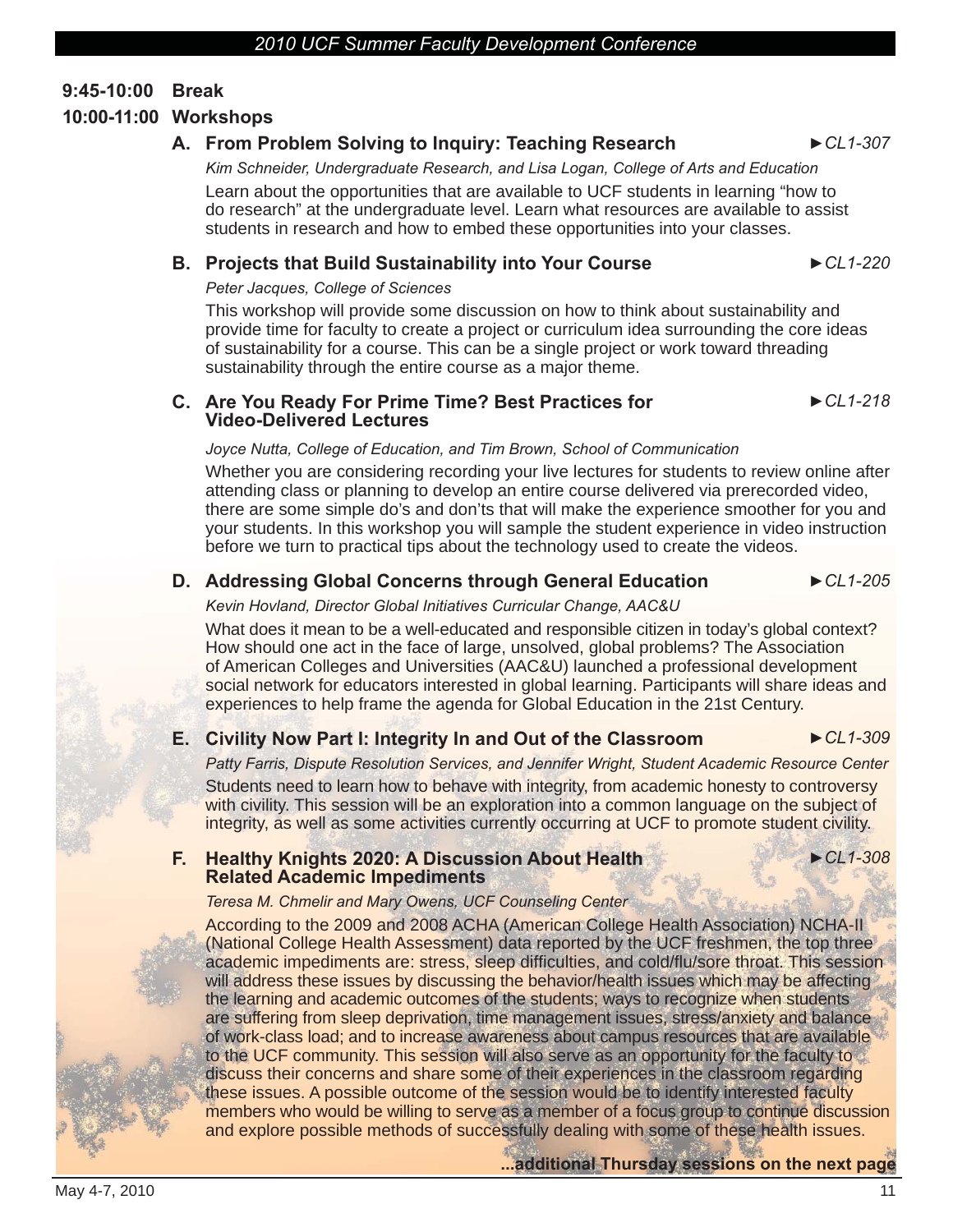**9:45-10:00 Break**

**10:00-11:00 Workshops**

### A. From Problem Solving to Inquiry: Teaching Research ►*CL1-307*

*Kim Schneider, Undergraduate Research, and Lisa Logan, College of Arts and Education*

Learn about the opportunities that are available to UCF students in learning "how to do research" at the undergraduate level. Learn what resources are available to assist students in research and how to embed these opportunities into your classes.

### B. Projects that Build Sustainability into Your Course ►*CL1-220*

*Peter Jacques, College of Sciences*

This workshop will provide some discussion on how to think about sustainability and provide time for faculty to create a project or curriculum idea surrounding the core ideas of sustainability for a course. This can be a single project or work toward threading sustainability through the entire course as a major theme.

### C. Are You Ready For Prime Time? Best Practices for Video-Delivered Lectures ►*CL1-218*

*Joyce Nutta, College of Education, and Tim Brown, School of Communication*

Whether you are considering recording your live lectures for students to review online after attending class or planning to develop an entire course delivered via prerecorded video, there are some simple do's and don'ts that will make the experience smoother for you and your students. In this workshop you will sample the student experience in video instruction before we turn to practical tips about the technology used to create the videos.

### D. Addressing Global Concerns through General Education ►*CL1-205*

*Kevin Hovland, Director Global Initiatives Curricular Change, AAC&U*

What does it mean to be a well-educated and responsible citizen in today's global context? How should one act in the face of large, unsolved, global problems? The Association of American Colleges and Universities (AAC&U) launched a professional development social network for educators interested in global learning. Participants will share ideas and experiences to help frame the agenda for Global Education in the 21st Century.

### E. Civility Now Part I: Integrity In and Out of the Classroom ►*CL1-309*

*Patty Farris, Dispute Resolution Services, and Jennifer Wright, Student Academic Resource Center*

Students need to learn how to behave with integrity, from academic honesty to controversy with civility. This session will be an exploration into a common language on the subject of integrity, as well as some activities currently occurring at UCF to promote student civility.

### F. Healthy Knights 2020: A Discussion About Health Related Academic Impediments ►*CL1-308*

*Teresa M. Chmelir and Mary Owens, UCF Counseling Center*

According to the 2009 and 2008 ACHA (American College Health Association) NCHA-II (National College Health Assessment) data reported by the UCF freshmen, the top three academic impediments are: stress, sleep difficulties, and cold/flu/sore throat. This session will address these issues by discussing the behavior/health issues which may be affecting the learning and academic outcomes of the students; ways to recognize when students are suffering from sleep deprivation, time management issues, stress/anxiety and balance of work-class load; and to increase awareness about campus resources that are available to the UCF community. This session will also serve as an opportunity for the faculty to discuss their concerns and share some of their experiences in the classroom regarding these issues. A possible outcome of the session would be to identify interested faculty members who would be willing to serve as a member of a focus group to continue discussion and explore possible methods of successfully dealing with some of these health issues.

**...additional Thursday sessions on the next page**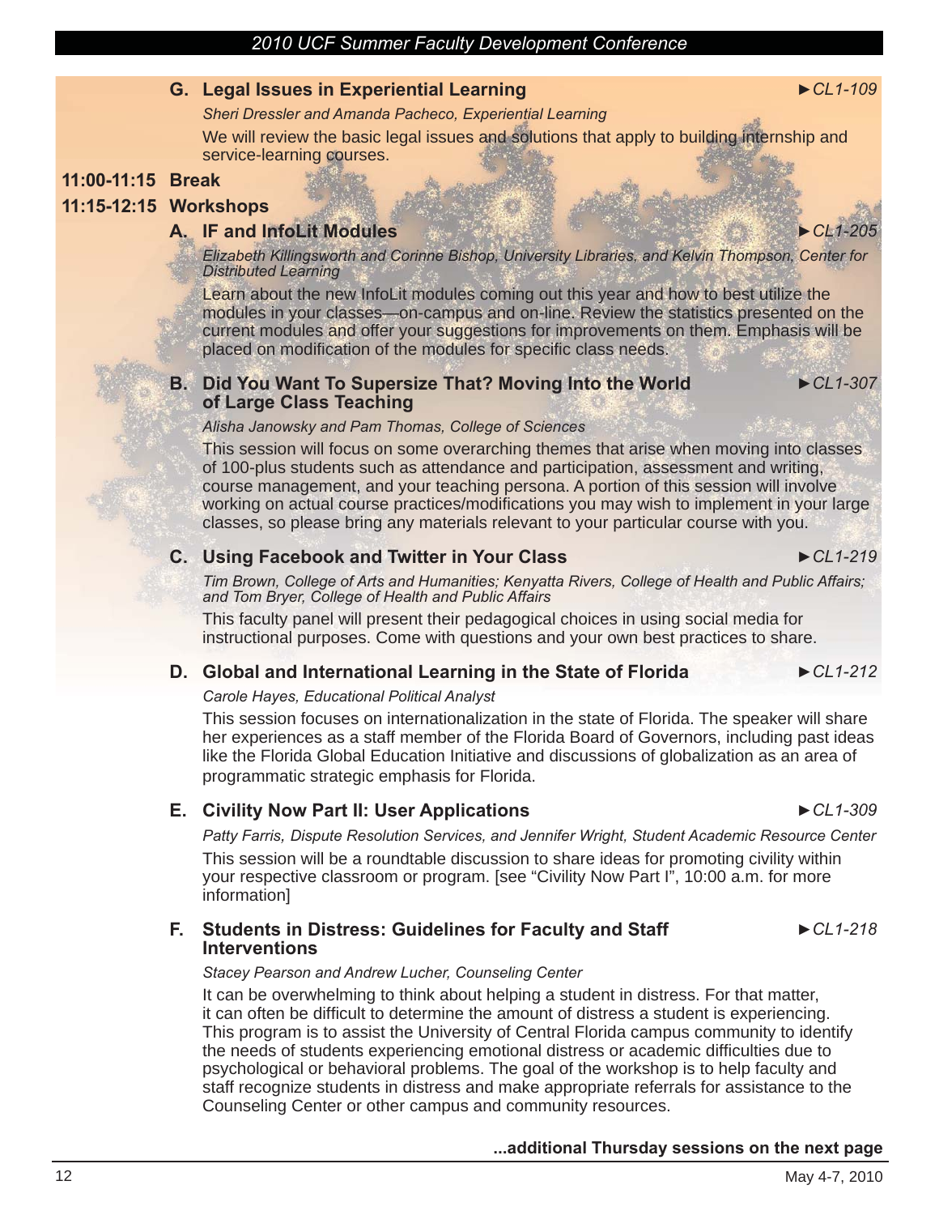### G. Legal Issues in Experiential Learning ►*CL1-109*

*Sheri Dressler and Amanda Pacheco, Experiential Learning*

We will review the basic legal issues and solutions that apply to building internship and service-learning courses.

**11:00-11:15 Break**

**11:15-12:15 Workshops**

### A. IF and InfoLit Modules ►*CL1-205*

*Elizabeth Killingsworth and Corinne Bishop, University Libraries, and Kelvin Thompson, Center for Distributed Learning*

Learn about the new InfoLit modules coming out this year and how to best utilize the modules in your classes—on-campus and on-line. Review the statistics presented on the current modules and offer your suggestions for improvements on them. Emphasis will be placed on modification of the modules for specific class needs.

### B. Did You Want To Supersize That? Moving Into the World of Large Class Teaching ►*CL1-307*

*Alisha Janowsky and Pam Thomas, College of Sciences*

This session will focus on some overarching themes that arise when moving into classes of 100-plus students such as attendance and participation, assessment and writing, course management, and your teaching persona. A portion of this session will involve working on actual course practices/modifications you may wish to implement in your large classes, so please bring any materials relevant to your particular course with you.

### C. Using Facebook and Twitter in Your Class ►*CL1-219*

*Tim Brown, College of Arts and Humanities; Kenyatta Rivers, College of Health and Public Affairs; and Tom Bryer, College of Health and Public Affairs*

This faculty panel will present their pedagogical choices in using social media for instructional purposes. Come with questions and your own best practices to share.

### D. Global and International Learning in the State of Florida ►*CL1-212*

*Carole Hayes, Educational Political Analyst*

This session focuses on internationalization in the state of Florida. The speaker will share her experiences as a staff member of the Florida Board of Governors, including past ideas like the Florida Global Education Initiative and discussions of globalization as an area of programmatic strategic emphasis for Florida.

### E. Civility Now Part II: User Applications ►*CL1-309*

*Patty Farris, Dispute Resolution Services, and Jennifer Wright, Student Academic Resource Center*

This session will be a roundtable discussion to share ideas for promoting civility within your respective classroom or program. [see "Civility Now Part I", 10:00 a.m. for more information]

### F. Students in Distress: Guidelines for Faculty and Staff Interventions ►*CL1-218*

*Stacey Pearson and Andrew Lucher, Counseling Center*

It can be overwhelming to think about helping a student in distress. For that matter, it can often be difficult to determine the amount of distress a student is experiencing. This program is to assist the University of Central Florida campus community to identify the needs of students experiencing emotional distress or academic difficulties due to psychological or behavioral problems. The goal of the workshop is to help faculty and staff recognize students in distress and make appropriate referrals for assistance to the Counseling Center or other campus and community resources.

**...additional Thursday sessions on the next page**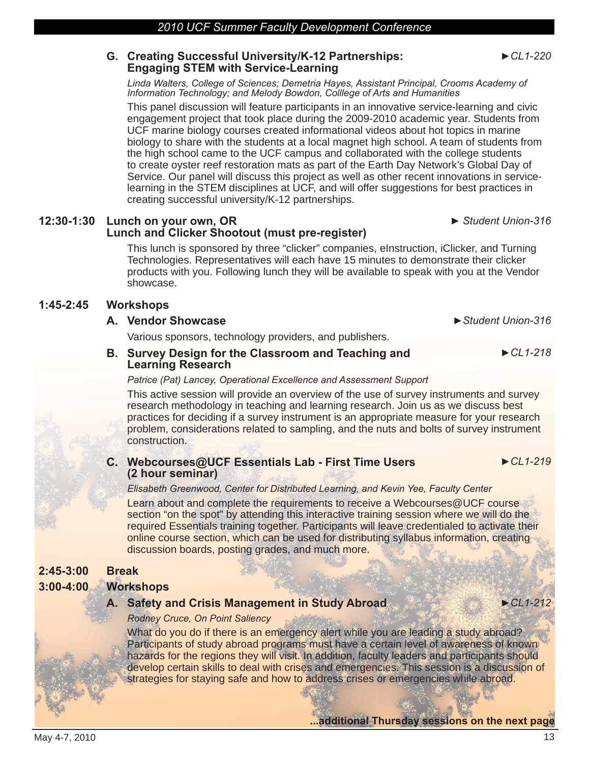**G. Creating Successful University/K-12 Partnerships: Engaging STEM with Service-Learning** ►*CL1-220*

*Linda Walters, College of Sciences; Demetria Hayes, Assistant Principal, Crooms Academy of Information Technology; and Melody Bowdon, Colllege of Arts and Humanities*

This panel discussion will feature participants in an innovative service-learning and civic engagement project that took place during the 2009-2010 academic year. Students from UCF marine biology courses created informational videos about hot topics in marine biology to share with the students at a local magnet high school. A team of students from the high school came to the UCF campus and collaborated with the college students to create oyster reef restoration mats as part of the Earth Day Network's Global Day of Service. Our panel will discuss this project as well as other recent innovations in service-learning in the STEM disciplines at UCF, and will offer suggestions for best practices in creating successful university/K-12 partnerships.

**12:30-1:30 Lunch on your own, OR**
**Lunch and Clicker Shootout (must pre-register)** ► *Student Union-316*

This lunch is sponsored by three "clicker" companies, eInstruction, iClicker, and Turning Technologies. Representatives will each have 15 minutes to demonstrate their clicker products with you. Following lunch they will be available to speak with you at the Vendor showcase.

**1:45-2:45 Workshops**

**A. Vendor Showcase** ►*Student Union-316*

Various sponsors, technology providers, and publishers.

**B. Survey Design for the Classroom and Teaching and Learning Research** ►*CL1-218*

*Patrice (Pat) Lancey, Operational Excellence and Assessment Support*

This active session will provide an overview of the use of survey instruments and survey research methodology in teaching and learning research. Join us as we discuss best practices for deciding if a survey instrument is an appropriate measure for your research problem, considerations related to sampling, and the nuts and bolts of survey instrument construction.

**C. Webcourses@UCF Essentials Lab - First Time Users (2 hour seminar)** ►*CL1-219*

*Elisabeth Greenwood, Center for Distributed Learning, and Kevin Yee, Faculty Center*

Learn about and complete the requirements to receive a Webcourses@UCF course section "on the spot" by attending this interactive training session where we will do the required Essentials training together. Participants will leave credentialed to activate their online course section, which can be used for distributing syllabus information, creating discussion boards, posting grades, and much more.

**2:45-3:00 Break**

**3:00-4:00 Workshops**

**A. Safety and Crisis Management in Study Abroad** ►*CL1-212*

*Rodney Cruce, On Point Saliency*

What do you do if there is an emergency alert while you are leading a study abroad? Participants of study abroad programs must have a certain level of awareness of known hazards for the regions they will visit. In addition, faculty leaders and participants should develop certain skills to deal with crises and emergencies. This session is a discussion of strategies for staying safe and how to address crises or emergencies while abroad.

**...additional Thursday sessions on the next page**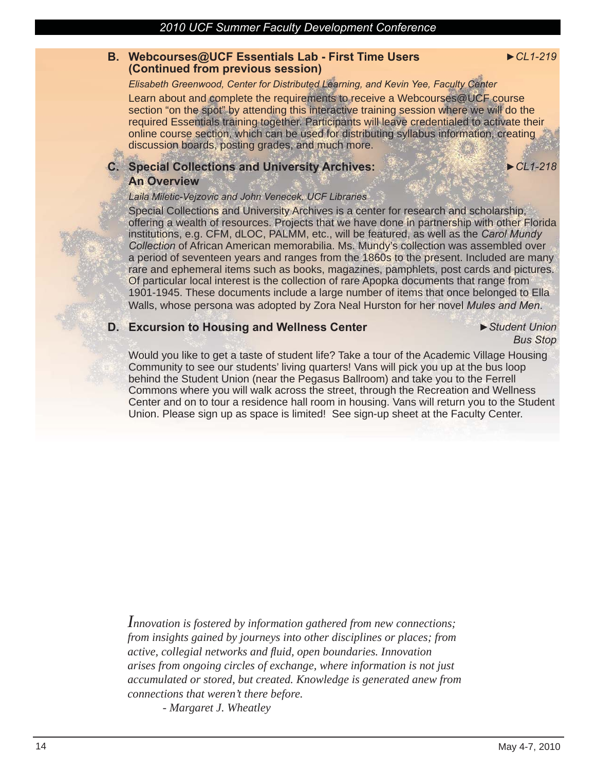### B. Webcourses@UCF Essentials Lab - First Time Users (Continued from previous session)

►*CL1-219*

*Elisabeth Greenwood, Center for Distributed Learning, and Kevin Yee, Faculty Center*

Learn about and complete the requirements to receive a Webcourses@UCF course section "on the spot" by attending this interactive training session where we will do the required Essentials training together. Participants will leave credentialed to activate their online course section, which can be used for distributing syllabus information, creating discussion boards, posting grades, and much more.

### C. Special Collections and University Archives: An Overview

►*CL1-218*

*Laila Miletic-Vejzovic and John Venecek, UCF Libraries*

Special Collections and University Archives is a center for research and scholarship, offering a wealth of resources. Projects that we have done in partnership with other Florida institutions, e.g. CFM, dLOC, PALMM, etc., will be featured, as well as the *Carol Mundy Collection* of African American memorabilia. Ms. Mundy's collection was assembled over a period of seventeen years and ranges from the 1860s to the present. Included are many rare and ephemeral items such as books, magazines, pamphlets, post cards and pictures. Of particular local interest is the collection of rare Apopka documents that range from 1901-1945. These documents include a large number of items that once belonged to Ella Walls, whose persona was adopted by Zora Neal Hurston for her novel *Mules and Men.*

### D. Excursion to Housing and Wellness Center

►*Student Union Bus Stop*

Would you like to get a taste of student life? Take a tour of the Academic Village Housing Community to see our students' living quarters! Vans will pick you up at the bus loop behind the Student Union (near the Pegasus Ballroom) and take you to the Ferrell Commons where you will walk across the street, through the Recreation and Wellness Center and on to tour a residence hall room in housing. Vans will return you to the Student Union. Please sign up as space is limited! See sign-up sheet at the Faculty Center.

*Innovation is fostered by information gathered from new connections; from insights gained by journeys into other disciplines or places; from active, collegial networks and fluid, open boundaries. Innovation arises from ongoing circles of exchange, where information is not just accumulated or stored, but created. Knowledge is generated anew from connections that weren't there before.*

*- Margaret J. Wheatley*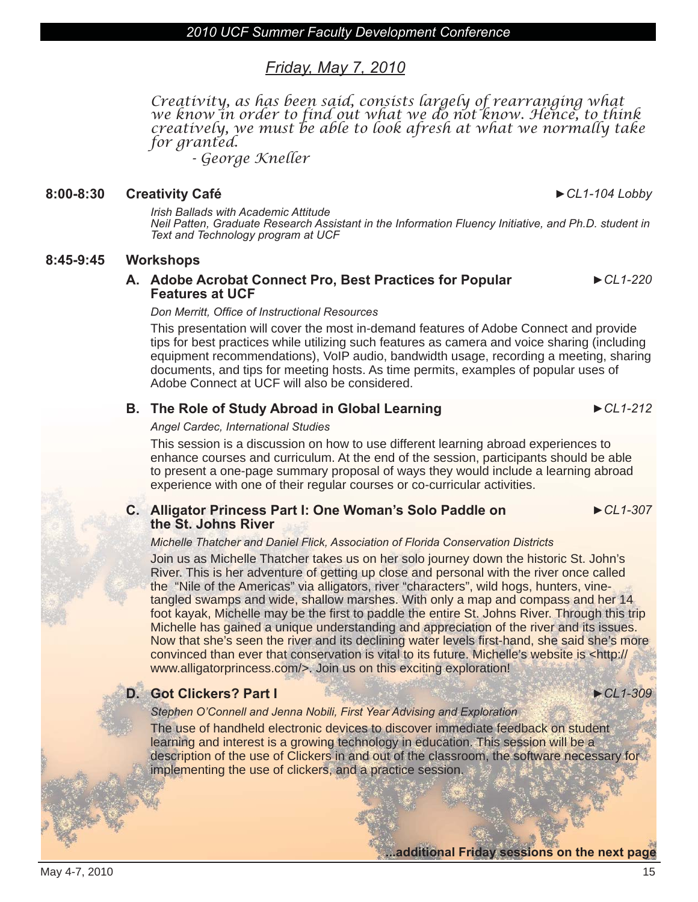## *Friday, May 7, 2010*

*Creativity, as has been said, consists largely of rearranging what we know in order to find out what we do not know. Hence, to think creatively, we must be able to look afresh at what we normally take for granted.*

*- George Kneller*

### 8:00-8:30 Creativity Café ►*CL1-104 Lobby*

*Irish Ballads with Academic Attitude*
*Neil Patten, Graduate Research Assistant in the Information Fluency Initiative, and Ph.D. student in Text and Technology program at UCF*

### 8:45-9:45 Workshops

**A. Adobe Acrobat Connect Pro, Best Practices for Popular Features at UCF** ►*CL1-220*

*Don Merritt, Office of Instructional Resources*

This presentation will cover the most in-demand features of Adobe Connect and provide tips for best practices while utilizing such features as camera and voice sharing (including equipment recommendations), VoIP audio, bandwidth usage, recording a meeting, sharing documents, and tips for meeting hosts. As time permits, examples of popular uses of Adobe Connect at UCF will also be considered.

**B. The Role of Study Abroad in Global Learning** ►*CL1-212*

*Angel Cardec, International Studies*

This session is a discussion on how to use different learning abroad experiences to enhance courses and curriculum. At the end of the session, participants should be able to present a one-page summary proposal of ways they would include a learning abroad experience with one of their regular courses or co-curricular activities.

**C. Alligator Princess Part I: One Woman's Solo Paddle on the St. Johns River** ►*CL1-307*

*Michelle Thatcher and Daniel Flick, Association of Florida Conservation Districts*

Join us as Michelle Thatcher takes us on her solo journey down the historic St. John's River. This is her adventure of getting up close and personal with the river once called the "Nile of the Americas" via alligators, river "characters", wild hogs, hunters, vine-tangled swamps and wide, shallow marshes. With only a map and compass and her 14 foot kayak, Michelle may be the first to paddle the entire St. Johns River. Through this trip Michelle has gained a unique understanding and appreciation of the river and its issues. Now that she's seen the river and its declining water levels first-hand, she said she's more convinced than ever that conservation is vital to its future. Michelle's website is <http://www.alligatorprincess.com/>. Join us on this exciting exploration!

**D. Got Clickers? Part I** ►*CL1-309*

*Stephen O'Connell and Jenna Nobili, First Year Advising and Exploration*

The use of handheld electronic devices to discover immediate feedback on student learning and interest is a growing technology in education. This session will be a description of the use of Clickers in and out of the classroom, the software necessary for implementing the use of clickers, and a practice session.

**...additional Friday sessions on the next page**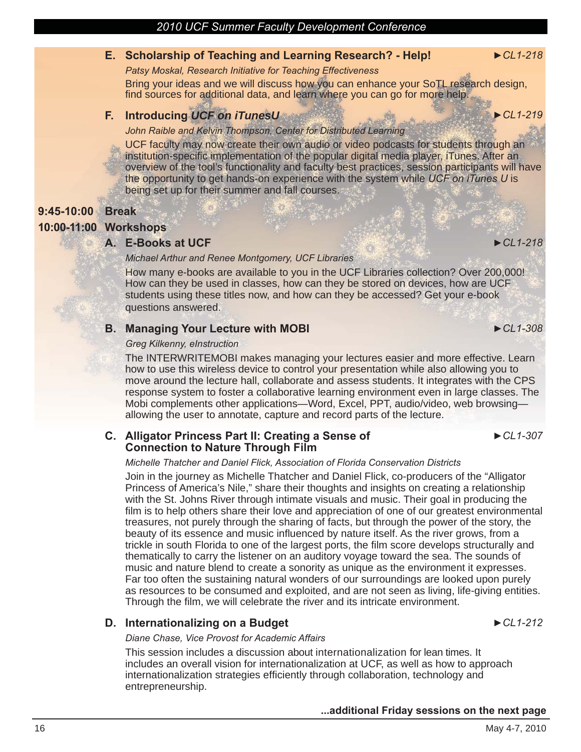**E. Scholarship of Teaching and Learning Research? - Help!** ►*CL1-218*

*Patsy Moskal, Research Initiative for Teaching Effectiveness*

Bring your ideas and we will discuss how you can enhance your SoTL research design, find sources for additional data, and learn where you can go for more help.

**F. Introducing *UCF on iTunesU*** ►*CL1-219*

*John Raible and Kelvin Thompson, Center for Distributed Learning*

UCF faculty may now create their own audio or video podcasts for students through an institution-specific implementation of the popular digital media player, iTunes. After an overview of the tool's functionality and faculty best practices, session participants will have the opportunity to get hands-on experience with the system while *UCF on iTunes U* is being set up for their summer and fall courses.

**9:45-10:00 Break**

**10:00-11:00 Workshops**

**A. E-Books at UCF** ►*CL1-218*

*Michael Arthur and Renee Montgomery, UCF Libraries*

How many e-books are available to you in the UCF Libraries collection? Over 200,000! How can they be used in classes, how can they be stored on devices, how are UCF students using these titles now, and how can they be accessed? Get your e-book questions answered.

**B. Managing Your Lecture with MOBI** ►*CL1-308*

*Greg Kilkenny, eInstruction*

The INTERWRITEMOBI makes managing your lectures easier and more effective. Learn how to use this wireless device to control your presentation while also allowing you to move around the lecture hall, collaborate and assess students. It integrates with the CPS response system to foster a collaborative learning environment even in large classes. The Mobi complements other applications—Word, Excel, PPT, audio/video, web browsing—allowing the user to annotate, capture and record parts of the lecture.

**C. Alligator Princess Part II: Creating a Sense of Connection to Nature Through Film** ►*CL1-307*

*Michelle Thatcher and Daniel Flick, Association of Florida Conservation Districts*

Join in the journey as Michelle Thatcher and Daniel Flick, co-producers of the "Alligator Princess of America's Nile," share their thoughts and insights on creating a relationship with the St. Johns River through intimate visuals and music. Their goal in producing the film is to help others share their love and appreciation of one of our greatest environmental treasures, not purely through the sharing of facts, but through the power of the story, the beauty of its essence and music influenced by nature itself. As the river grows, from a trickle in south Florida to one of the largest ports, the film score develops structurally and thematically to carry the listener on an auditory voyage toward the sea. The sounds of music and nature blend to create a sonority as unique as the environment it expresses. Far too often the sustaining natural wonders of our surroundings are looked upon purely as resources to be consumed and exploited, and are not seen as living, life-giving entities. Through the film, we will celebrate the river and its intricate environment.

**D. Internationalizing on a Budget** ►*CL1-212*

*Diane Chase, Vice Provost for Academic Affairs*

This session includes a discussion about internationalization for lean times. It includes an overall vision for internationalization at UCF, as well as how to approach internationalization strategies efficiently through collaboration, technology and entrepreneurship.

**...additional Friday sessions on the next page**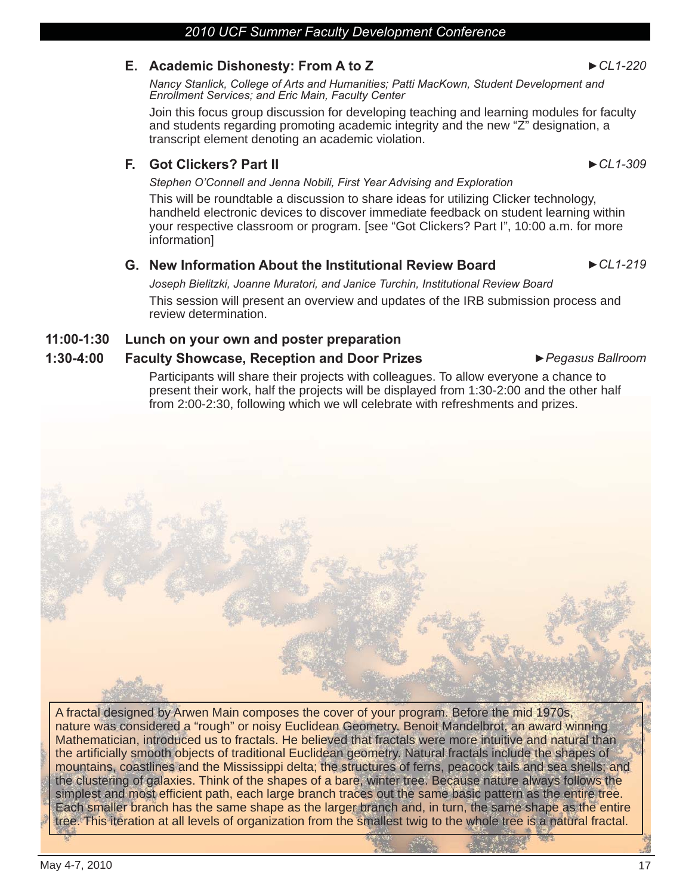## E. Academic Dishonesty: From A to Z ►*CL1-220*

*Nancy Stanlick, College of Arts and Humanities; Patti MacKown, Student Development and Enrollment Services; and Eric Main, Faculty Center*

Join this focus group discussion for developing teaching and learning modules for faculty and students regarding promoting academic integrity and the new "Z" designation, a transcript element denoting an academic violation.

## F. Got Clickers? Part II ►*CL1-309*

*Stephen O'Connell and Jenna Nobili, First Year Advising and Exploration*

This will be roundtable a discussion to share ideas for utilizing Clicker technology, handheld electronic devices to discover immediate feedback on student learning within your respective classroom or program. [see "Got Clickers? Part I", 10:00 a.m. for more information]

## G. New Information About the Institutional Review Board ►*CL1-219*

*Joseph Bielitzki, Joanne Muratori, and Janice Turchin, Institutional Review Board*

This session will present an overview and updates of the IRB submission process and review determination.

**11:00-1:30 Lunch on your own and poster preparation**

**1:30-4:00 Faculty Showcase, Reception and Door Prizes** ►*Pegasus Ballroom*

Participants will share their projects with colleagues. To allow everyone a chance to present their work, half the projects will be displayed from 1:30-2:00 and the other half from 2:00-2:30, following which we wll celebrate with refreshments and prizes.

A fractal designed by Arwen Main composes the cover of your program. Before the mid 1970s, nature was considered a "rough" or noisy Euclidean Geometry. Benoit Mandelbrot, an award winning Mathematician, introduced us to fractals. He believed that fractals were more intuitive and natural than the artificially smooth objects of traditional Euclidean geometry. Natural fractals include the shapes of mountains, coastlines and the Mississippi delta; the structures of ferns, peacock tails and sea shells; and the clustering of galaxies. Think of the shapes of a bare, winter tree. Because nature always follows the simplest and most efficient path, each large branch traces out the same basic pattern as the entire tree. Each smaller branch has the same shape as the larger branch and, in turn, the same shape as the entire tree. This iteration at all levels of organization from the smallest twig to the whole tree is a natural fractal.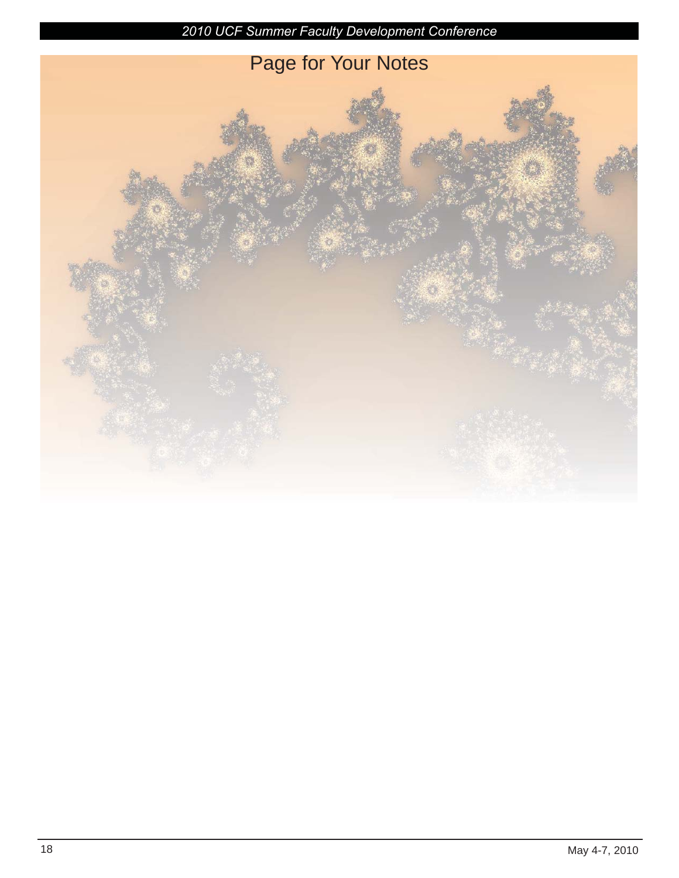# Page for Your Notes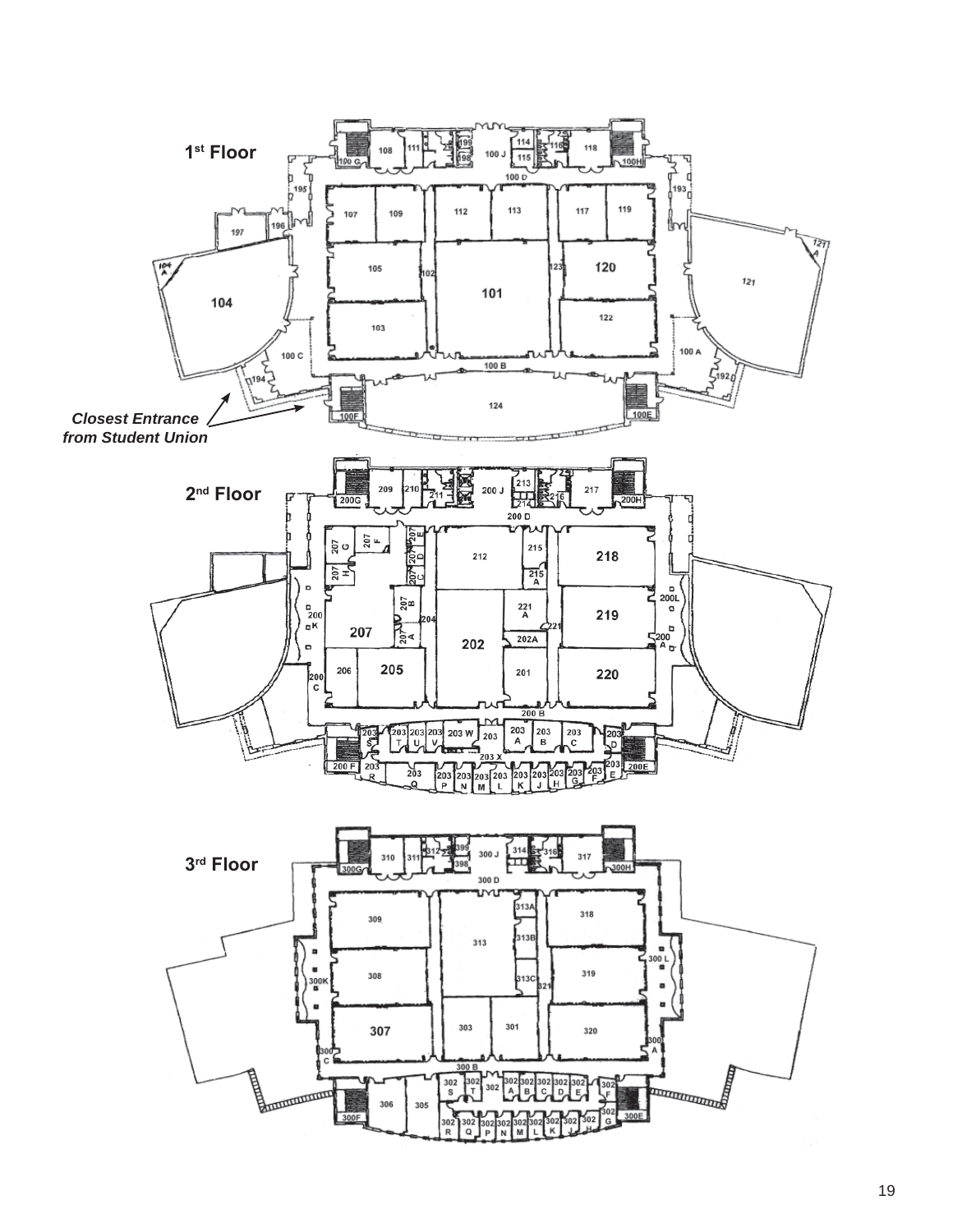1st Floor

*Closest Entrance from Student Union*

2nd Floor

3rd Floor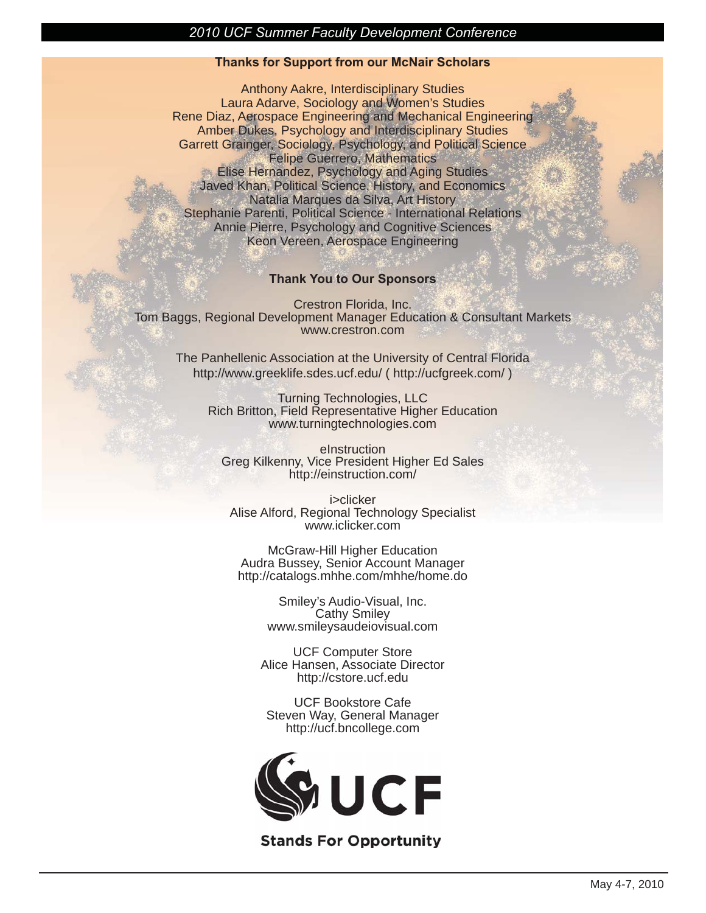## Thanks for Support from our McNair Scholars

Anthony Aakre, Interdisciplinary Studies
Laura Adarve, Sociology and Women's Studies
Rene Diaz, Aerospace Engineering and Mechanical Engineering
Amber Dukes, Psychology and Interdisciplinary Studies
Garrett Grainger, Sociology, Psychology, and Political Science
Felipe Guerrero, Mathematics
Elise Hernandez, Psychology and Aging Studies
Javed Khan, Political Science, History, and Economics
Natalia Marques da Silva, Art History
Stephanie Parenti, Political Science - International Relations
Annie Pierre, Psychology and Cognitive Sciences
Keon Vereen, Aerospace Engineering

## Thank You to Our Sponsors

Crestron Florida, Inc.
Tom Baggs, Regional Development Manager Education & Consultant Markets
www.crestron.com

The Panhellenic Association at the University of Central Florida
http://www.greeklife.sdes.ucf.edu/ ( http://ucfgreek.com/ )

Turning Technologies, LLC
Rich Britton, Field Representative Higher Education
www.turningtechnologies.com

eInstruction
Greg Kilkenny, Vice President Higher Ed Sales
http://einstruction.com/

i>clicker
Alise Alford, Regional Technology Specialist
www.iclicker.com

McGraw-Hill Higher Education
Audra Bussey, Senior Account Manager
http://catalogs.mhhe.com/mhhe/home.do

Smiley's Audio-Visual, Inc.
Cathy Smiley
www.smileysaudeiovisual.com

UCF Computer Store
Alice Hansen, Associate Director
http://cstore.ucf.edu

UCF Bookstore Cafe
Steven Way, General Manager
http://ucf.bncollege.com

UCF

Stands For Opportunity